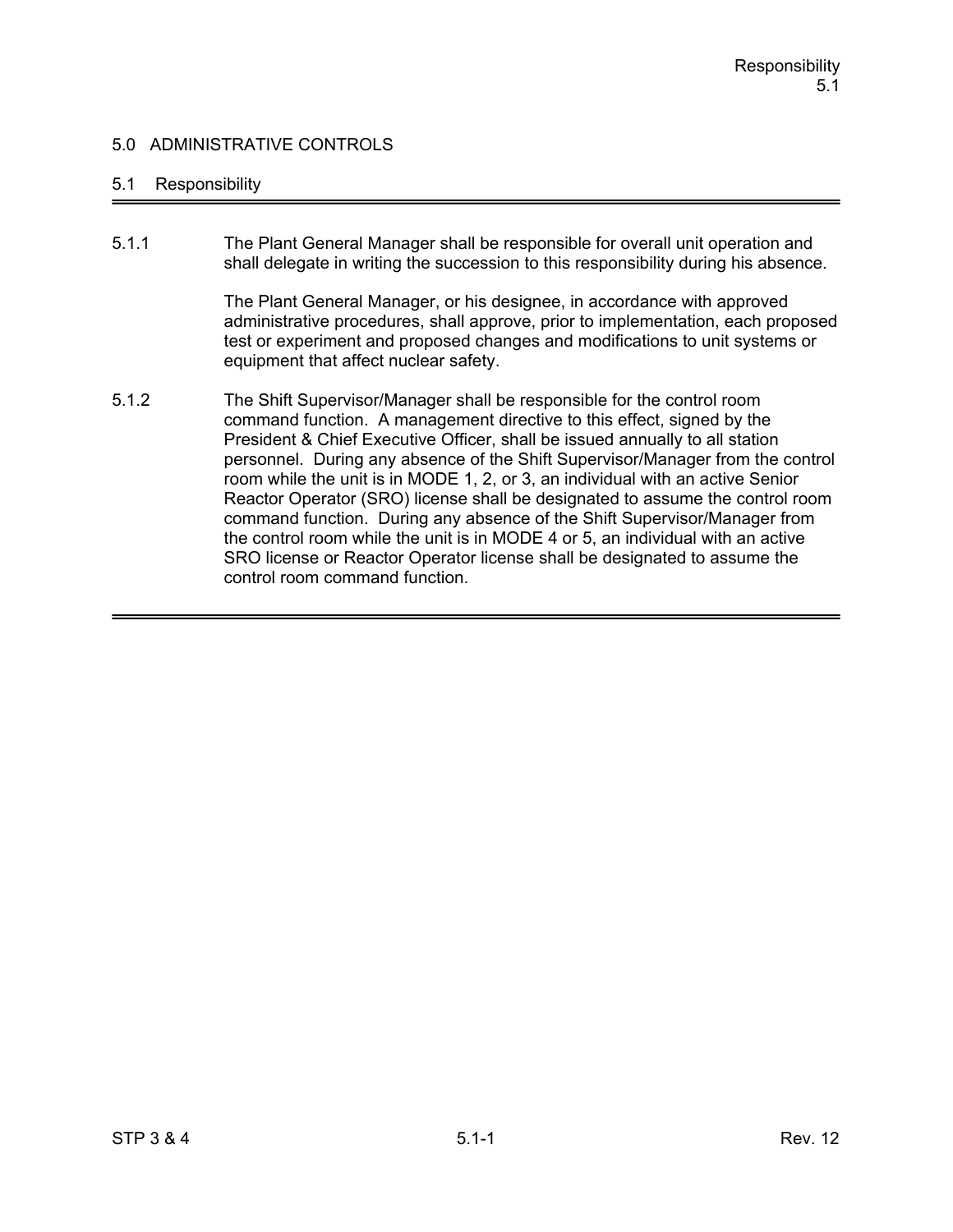# 5.0 ADMINISTRATIVE CONTROLS

## 5.1 Responsibility

5.1.1 The Plant General Manager shall be responsible for overall unit operation and shall delegate in writing the succession to this responsibility during his absence.

The Plant General Manager, or his designee, in accordance with approved administrative procedures, shall approve, prior to implementation, each proposed test or experiment and proposed changes and modifications to unit systems or equipment that affect nuclear safety.

5.1.2 The Shift Supervisor/Manager shall be responsible for the control room command function. A management directive to this effect, signed by the President & Chief Executive Officer, shall be issued annually to all station personnel. During any absence of the Shift Supervisor/Manager from the control room while the unit is in MODE 1, 2, or 3, an individual with an active Senior Reactor Operator (SRO) license shall be designated to assume the control room command function. During any absence of the Shift Supervisor/Manager from the control room while the unit is in MODE 4 or 5, an individual with an active SRO license or Reactor Operator license shall be designated to assume the control room command function.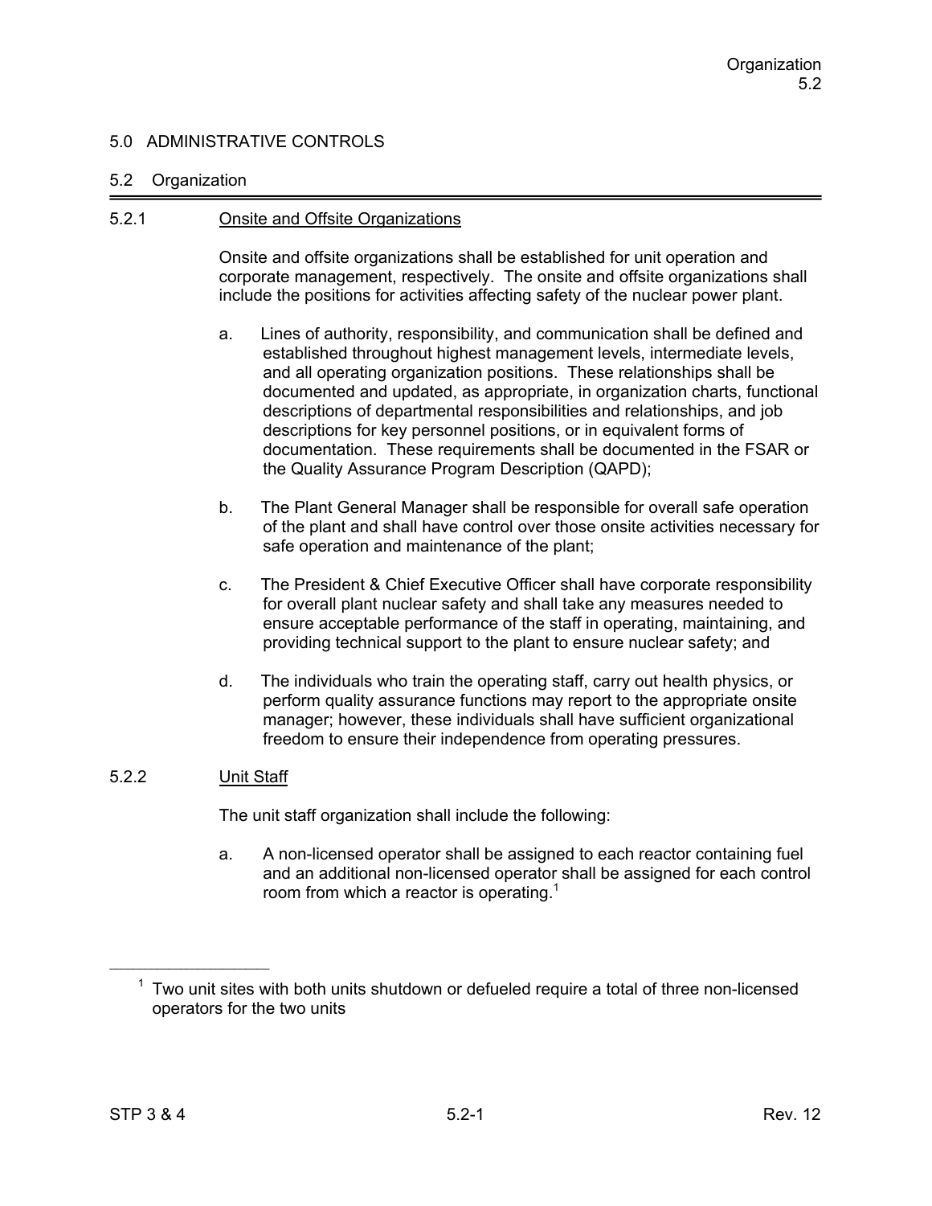# 5.0 ADMINISTRATIVE CONTROLS

## 5.2 Organization

### 5.2.1 Onsite and Offsite Organizations

Onsite and offsite organizations shall be established for unit operation and corporate management, respectively. The onsite and offsite organizations shall include the positions for activities affecting safety of the nuclear power plant.

a. Lines of authority, responsibility, and communication shall be defined and established throughout highest management levels, intermediate levels, and all operating organization positions. These relationships shall be documented and updated, as appropriate, in organization charts, functional descriptions of departmental responsibilities and relationships, and job descriptions for key personnel positions, or in equivalent forms of documentation. These requirements shall be documented in the FSAR or the Quality Assurance Program Description (QAPD);

b. The Plant General Manager shall be responsible for overall safe operation of the plant and shall have control over those onsite activities necessary for safe operation and maintenance of the plant;

c. The President & Chief Executive Officer shall have corporate responsibility for overall plant nuclear safety and shall take any measures needed to ensure acceptable performance of the staff in operating, maintaining, and providing technical support to the plant to ensure nuclear safety; and

d. The individuals who train the operating staff, carry out health physics, or perform quality assurance functions may report to the appropriate onsite manager; however, these individuals shall have sufficient organizational freedom to ensure their independence from operating pressures.

### 5.2.2 Unit Staff

The unit staff organization shall include the following:

a. A non-licensed operator shall be assigned to each reactor containing fuel and an additional non-licensed operator shall be assigned for each control room from which a reactor is operating.[1]

---

[1] Two unit sites with both units shutdown or defueled require a total of three non-licensed operators for the two units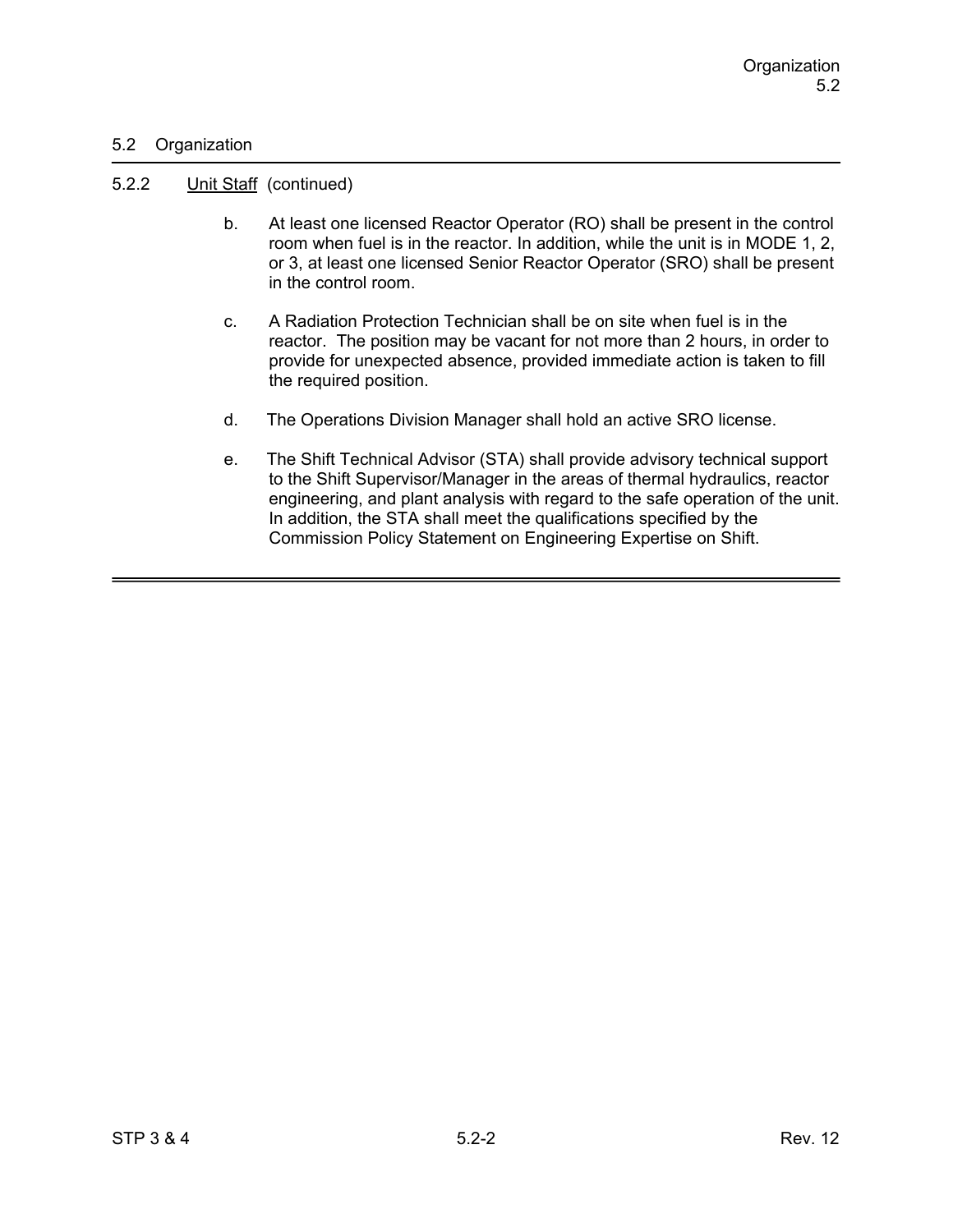## 5.2 Organization

### 5.2.2 Unit Staff (continued)

b. At least one licensed Reactor Operator (RO) shall be present in the control room when fuel is in the reactor. In addition, while the unit is in MODE 1, 2, or 3, at least one licensed Senior Reactor Operator (SRO) shall be present in the control room.

c. A Radiation Protection Technician shall be on site when fuel is in the reactor. The position may be vacant for not more than 2 hours, in order to provide for unexpected absence, provided immediate action is taken to fill the required position.

d. The Operations Division Manager shall hold an active SRO license.

e. The Shift Technical Advisor (STA) shall provide advisory technical support to the Shift Supervisor/Manager in the areas of thermal hydraulics, reactor engineering, and plant analysis with regard to the safe operation of the unit. In addition, the STA shall meet the qualifications specified by the Commission Policy Statement on Engineering Expertise on Shift.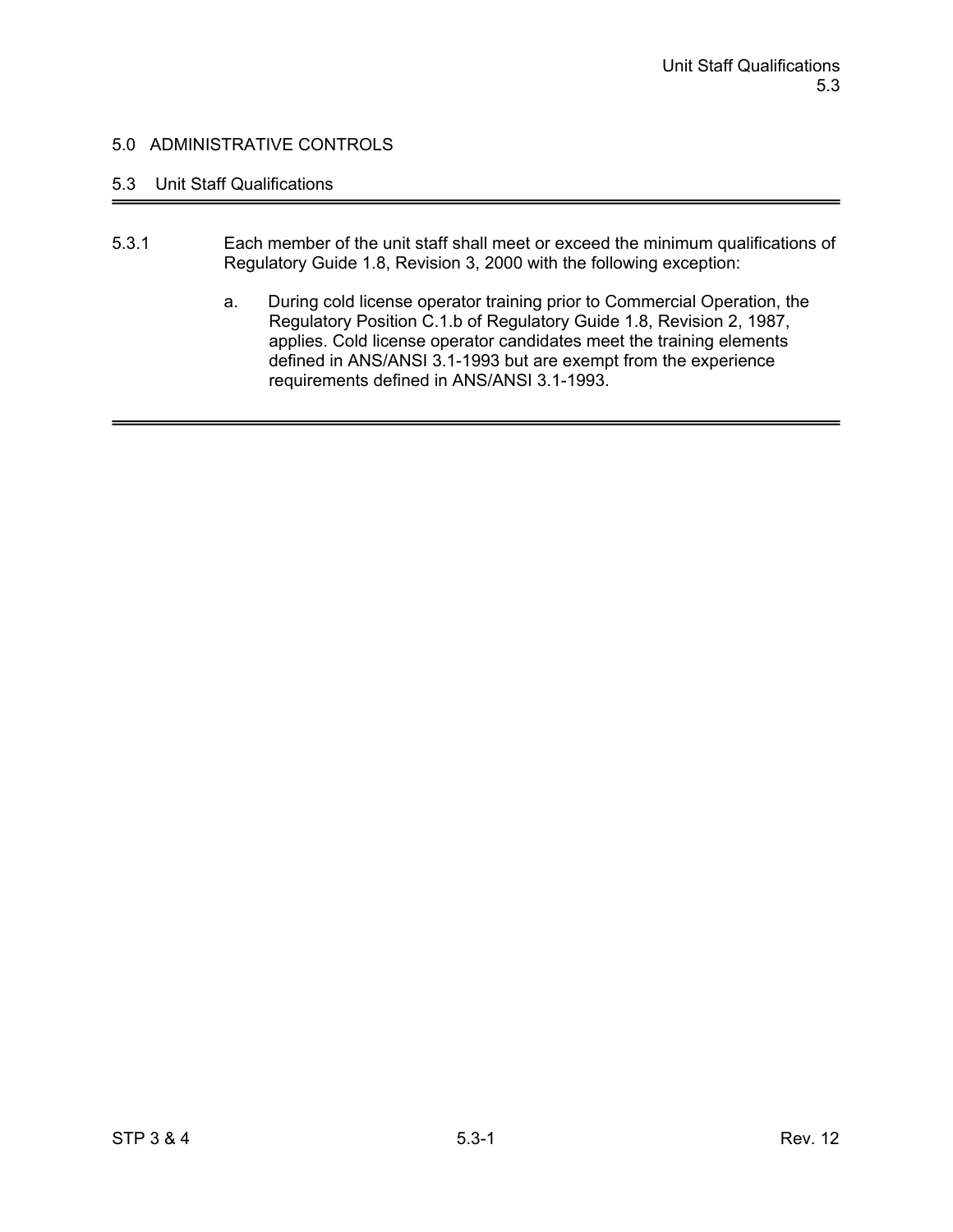## 5.0 ADMINISTRATIVE CONTROLS

### 5.3 Unit Staff Qualifications

5.3.1 Each member of the unit staff shall meet or exceed the minimum qualifications of Regulatory Guide 1.8, Revision 3, 2000 with the following exception:

a. During cold license operator training prior to Commercial Operation, the Regulatory Position C.1.b of Regulatory Guide 1.8, Revision 2, 1987, applies. Cold license operator candidates meet the training elements defined in ANS/ANSI 3.1-1993 but are exempt from the experience requirements defined in ANS/ANSI 3.1-1993.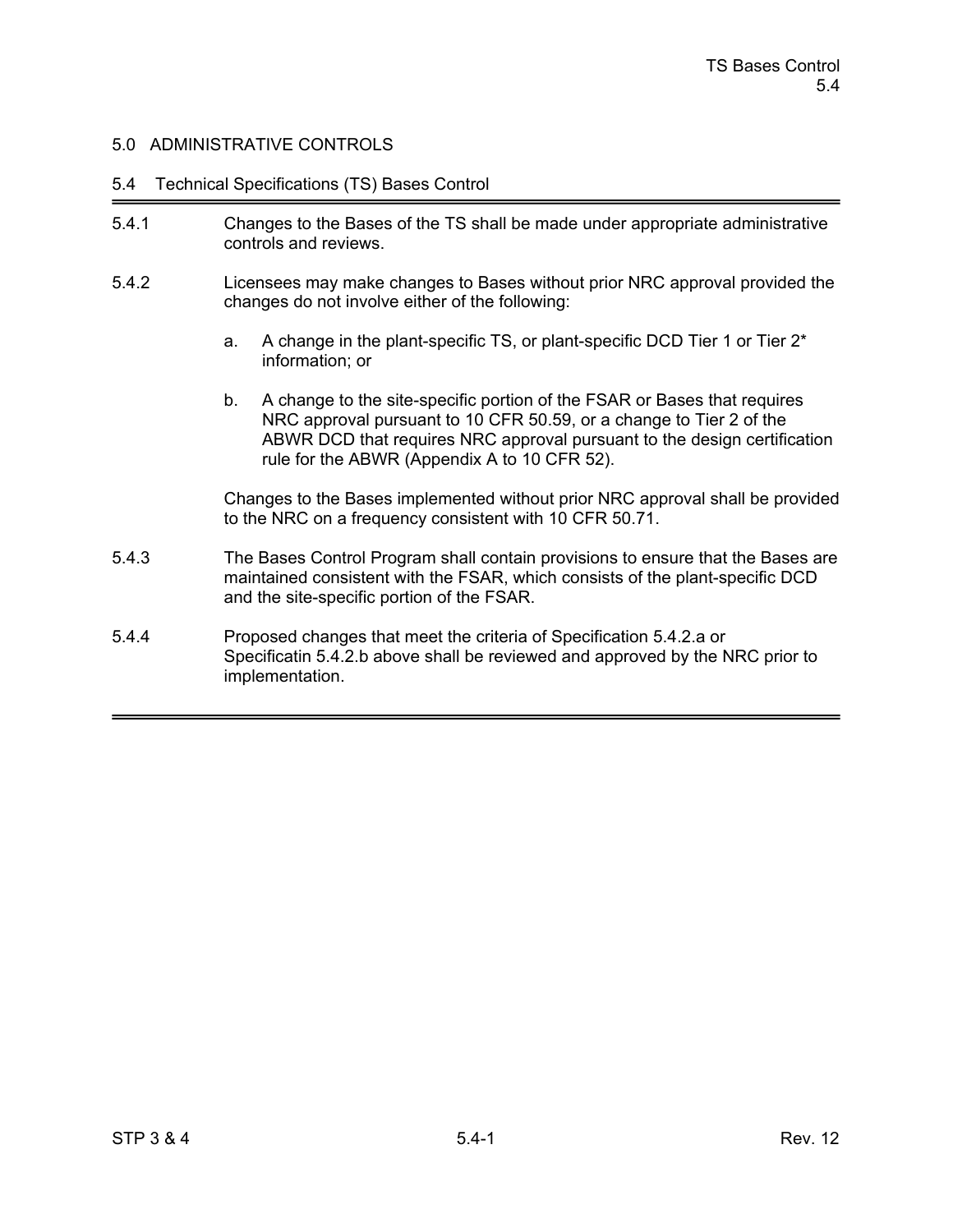## 5.0 ADMINISTRATIVE CONTROLS

### 5.4 Technical Specifications (TS) Bases Control

5.4.1 Changes to the Bases of the TS shall be made under appropriate administrative controls and reviews.

5.4.2 Licensees may make changes to Bases without prior NRC approval provided the changes do not involve either of the following:

a. A change in the plant-specific TS, or plant-specific DCD Tier 1 or Tier 2* information; or

b. A change to the site-specific portion of the FSAR or Bases that requires NRC approval pursuant to 10 CFR 50.59, or a change to Tier 2 of the ABWR DCD that requires NRC approval pursuant to the design certification rule for the ABWR (Appendix A to 10 CFR 52).

Changes to the Bases implemented without prior NRC approval shall be provided to the NRC on a frequency consistent with 10 CFR 50.71.

5.4.3 The Bases Control Program shall contain provisions to ensure that the Bases are maintained consistent with the FSAR, which consists of the plant-specific DCD and the site-specific portion of the FSAR.

5.4.4 Proposed changes that meet the criteria of Specification 5.4.2.a or Specificatin 5.4.2.b above shall be reviewed and approved by the NRC prior to implementation.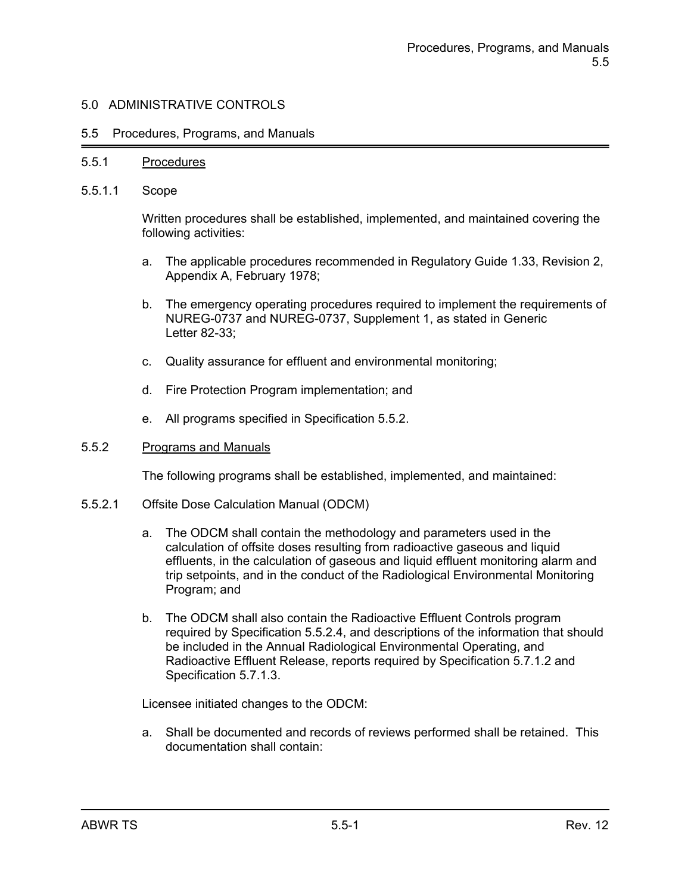## 5.0 ADMINISTRATIVE CONTROLS

### 5.5 Procedures, Programs, and Manuals

#### 5.5.1 Procedures

5.5.1.1 Scope

Written procedures shall be established, implemented, and maintained covering the following activities:

a. The applicable procedures recommended in Regulatory Guide 1.33, Revision 2, Appendix A, February 1978;

b. The emergency operating procedures required to implement the requirements of NUREG-0737 and NUREG-0737, Supplement 1, as stated in Generic Letter 82-33;

c. Quality assurance for effluent and environmental monitoring;

d. Fire Protection Program implementation; and

e. All programs specified in Specification 5.5.2.

#### 5.5.2 Programs and Manuals

The following programs shall be established, implemented, and maintained:

5.5.2.1 Offsite Dose Calculation Manual (ODCM)

a. The ODCM shall contain the methodology and parameters used in the calculation of offsite doses resulting from radioactive gaseous and liquid effluents, in the calculation of gaseous and liquid effluent monitoring alarm and trip setpoints, and in the conduct of the Radiological Environmental Monitoring Program; and

b. The ODCM shall also contain the Radioactive Effluent Controls program required by Specification 5.5.2.4, and descriptions of the information that should be included in the Annual Radiological Environmental Operating, and Radioactive Effluent Release, reports required by Specification 5.7.1.2 and Specification 5.7.1.3.

Licensee initiated changes to the ODCM:

a. Shall be documented and records of reviews performed shall be retained. This documentation shall contain: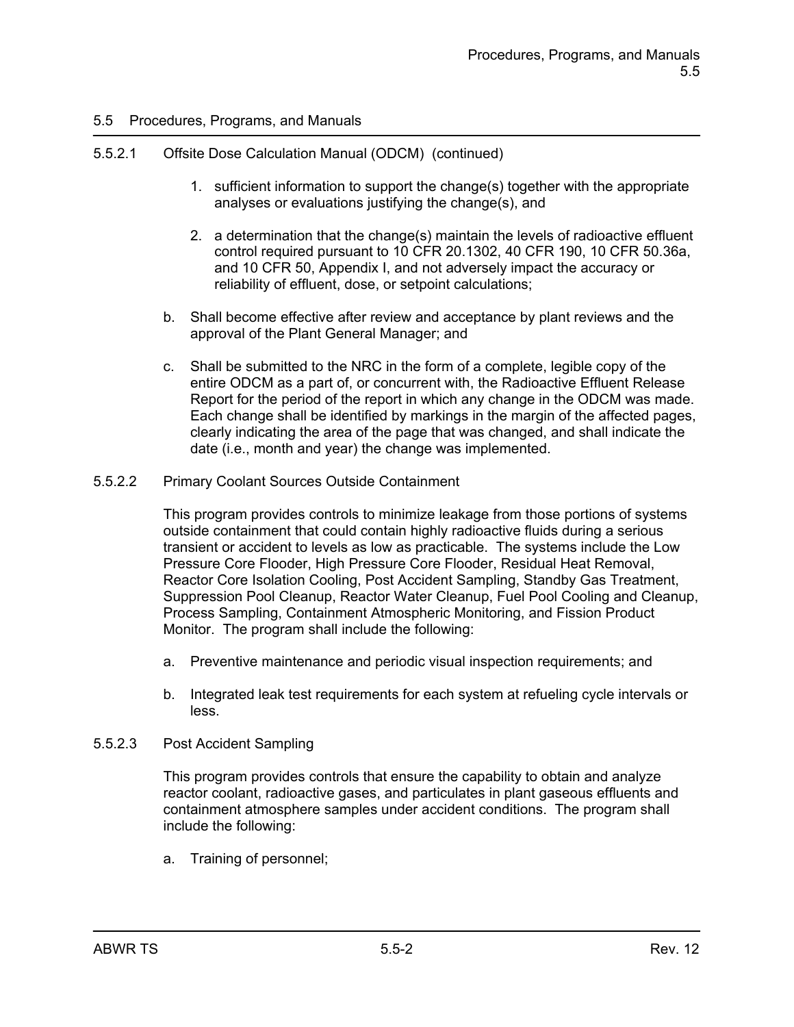## 5.5 Procedures, Programs, and Manuals

5.5.2.1 Offsite Dose Calculation Manual (ODCM) (continued)

1. sufficient information to support the change(s) together with the appropriate analyses or evaluations justifying the change(s), and

2. a determination that the change(s) maintain the levels of radioactive effluent control required pursuant to 10 CFR 20.1302, 40 CFR 190, 10 CFR 50.36a, and 10 CFR 50, Appendix I, and not adversely impact the accuracy or reliability of effluent, dose, or setpoint calculations;

b. Shall become effective after review and acceptance by plant reviews and the approval of the Plant General Manager; and

c. Shall be submitted to the NRC in the form of a complete, legible copy of the entire ODCM as a part of, or concurrent with, the Radioactive Effluent Release Report for the period of the report in which any change in the ODCM was made. Each change shall be identified by markings in the margin of the affected pages, clearly indicating the area of the page that was changed, and shall indicate the date (i.e., month and year) the change was implemented.

5.5.2.2 Primary Coolant Sources Outside Containment

This program provides controls to minimize leakage from those portions of systems outside containment that could contain highly radioactive fluids during a serious transient or accident to levels as low as practicable. The systems include the Low Pressure Core Flooder, High Pressure Core Flooder, Residual Heat Removal, Reactor Core Isolation Cooling, Post Accident Sampling, Standby Gas Treatment, Suppression Pool Cleanup, Reactor Water Cleanup, Fuel Pool Cooling and Cleanup, Process Sampling, Containment Atmospheric Monitoring, and Fission Product Monitor. The program shall include the following:

a. Preventive maintenance and periodic visual inspection requirements; and

b. Integrated leak test requirements for each system at refueling cycle intervals or less.

5.5.2.3 Post Accident Sampling

This program provides controls that ensure the capability to obtain and analyze reactor coolant, radioactive gases, and particulates in plant gaseous effluents and containment atmosphere samples under accident conditions. The program shall include the following:

a. Training of personnel;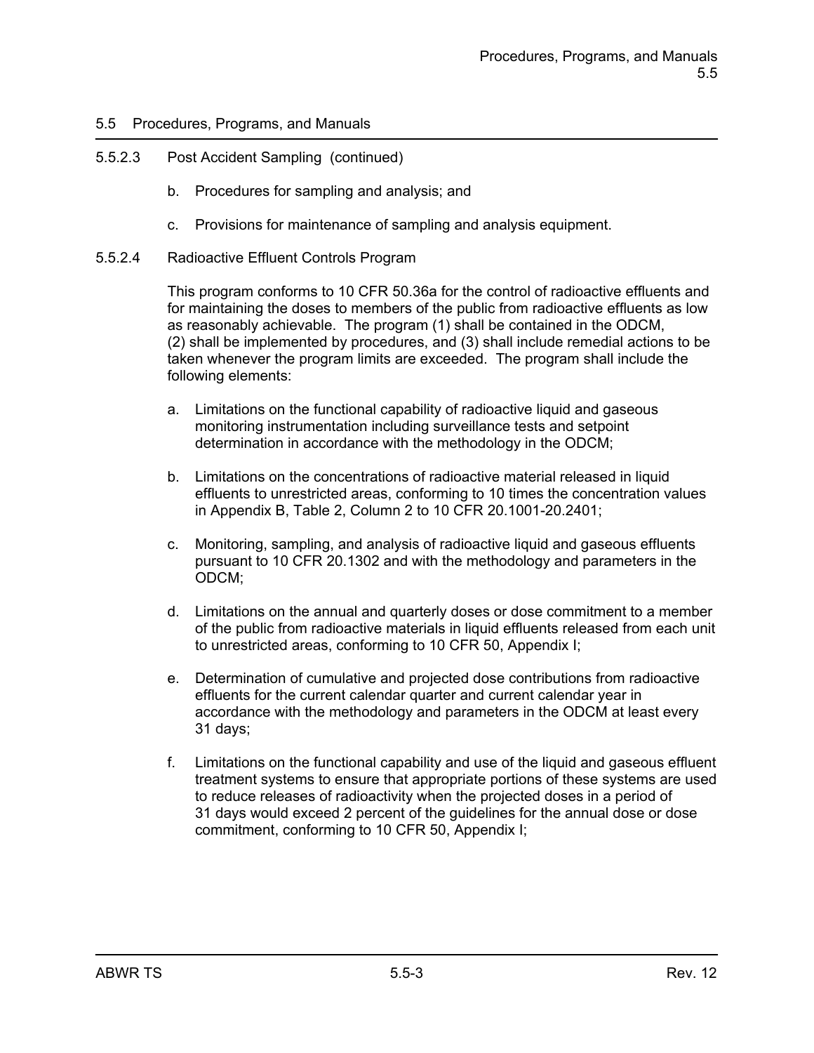## 5.5 Procedures, Programs, and Manuals

5.5.2.3 Post Accident Sampling (continued)

b. Procedures for sampling and analysis; and

c. Provisions for maintenance of sampling and analysis equipment.

5.5.2.4 Radioactive Effluent Controls Program

This program conforms to 10 CFR 50.36a for the control of radioactive effluents and for maintaining the doses to members of the public from radioactive effluents as low as reasonably achievable. The program (1) shall be contained in the ODCM, (2) shall be implemented by procedures, and (3) shall include remedial actions to be taken whenever the program limits are exceeded. The program shall include the following elements:

a. Limitations on the functional capability of radioactive liquid and gaseous monitoring instrumentation including surveillance tests and setpoint determination in accordance with the methodology in the ODCM;

b. Limitations on the concentrations of radioactive material released in liquid effluents to unrestricted areas, conforming to 10 times the concentration values in Appendix B, Table 2, Column 2 to 10 CFR 20.1001-20.2401;

c. Monitoring, sampling, and analysis of radioactive liquid and gaseous effluents pursuant to 10 CFR 20.1302 and with the methodology and parameters in the ODCM;

d. Limitations on the annual and quarterly doses or dose commitment to a member of the public from radioactive materials in liquid effluents released from each unit to unrestricted areas, conforming to 10 CFR 50, Appendix I;

e. Determination of cumulative and projected dose contributions from radioactive effluents for the current calendar quarter and current calendar year in accordance with the methodology and parameters in the ODCM at least every 31 days;

f. Limitations on the functional capability and use of the liquid and gaseous effluent treatment systems to ensure that appropriate portions of these systems are used to reduce releases of radioactivity when the projected doses in a period of 31 days would exceed 2 percent of the guidelines for the annual dose or dose commitment, conforming to 10 CFR 50, Appendix I;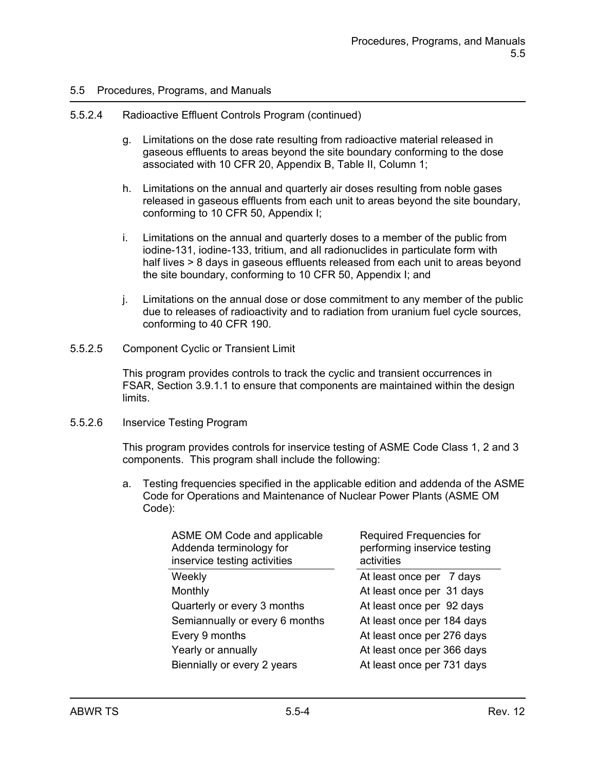## 5.5 Procedures, Programs, and Manuals

### 5.5.2.4 Radioactive Effluent Controls Program (continued)

g. Limitations on the dose rate resulting from radioactive material released in gaseous effluents to areas beyond the site boundary conforming to the dose associated with 10 CFR 20, Appendix B, Table II, Column 1;

h. Limitations on the annual and quarterly air doses resulting from noble gases released in gaseous effluents from each unit to areas beyond the site boundary, conforming to 10 CFR 50, Appendix I;

i. Limitations on the annual and quarterly doses to a member of the public from iodine-131, iodine-133, tritium, and all radionuclides in particulate form with half lives > 8 days in gaseous effluents released from each unit to areas beyond the site boundary, conforming to 10 CFR 50, Appendix I; and

j. Limitations on the annual dose or dose commitment to any member of the public due to releases of radioactivity and to radiation from uranium fuel cycle sources, conforming to 40 CFR 190.

### 5.5.2.5 Component Cyclic or Transient Limit

This program provides controls to track the cyclic and transient occurrences in FSAR, Section 3.9.1.1 to ensure that components are maintained within the design limits.

### 5.5.2.6 Inservice Testing Program

This program provides controls for inservice testing of ASME Code Class 1, 2 and 3 components. This program shall include the following:

a. Testing frequencies specified in the applicable edition and addenda of the ASME Code for Operations and Maintenance of Nuclear Power Plants (ASME OM Code):

| ASME OM Code and applicable Addenda terminology for inservice testing activities | Required Frequencies for performing inservice testing activities |
|---|---|
| Weekly | At least once per 7 days |
| Monthly | At least once per 31 days |
| Quarterly or every 3 months | At least once per 92 days |
| Semiannually or every 6 months | At least once per 184 days |
| Every 9 months | At least once per 276 days |
| Yearly or annually | At least once per 366 days |
| Biennially or every 2 years | At least once per 731 days |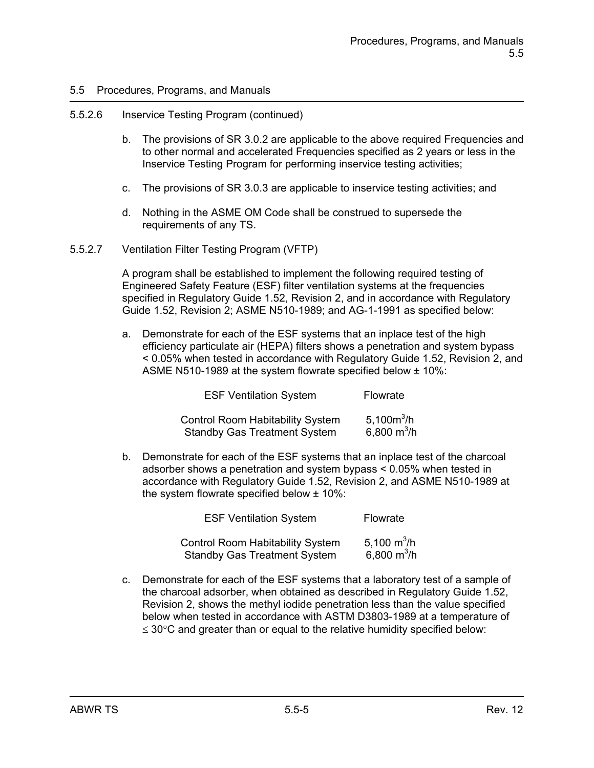## 5.5 Procedures, Programs, and Manuals

5.5.2.6 Inservice Testing Program (continued)

b. The provisions of SR 3.0.2 are applicable to the above required Frequencies and to other normal and accelerated Frequencies specified as 2 years or less in the Inservice Testing Program for performing inservice testing activities;

c. The provisions of SR 3.0.3 are applicable to inservice testing activities; and

d. Nothing in the ASME OM Code shall be construed to supersede the requirements of any TS.

5.5.2.7 Ventilation Filter Testing Program (VFTP)

A program shall be established to implement the following required testing of Engineered Safety Feature (ESF) filter ventilation systems at the frequencies specified in Regulatory Guide 1.52, Revision 2, and in accordance with Regulatory Guide 1.52, Revision 2; ASME N510-1989; and AG-1-1991 as specified below:

a. Demonstrate for each of the ESF systems that an inplace test of the high efficiency particulate air (HEPA) filters shows a penetration and system bypass < 0.05% when tested in accordance with Regulatory Guide 1.52, Revision 2, and ASME N510-1989 at the system flowrate specified below ± 10%:

| ESF Ventilation System | Flowrate |
|---|---|
| Control Room Habitability System | 5,100 $m^3/h$ |
| Standby Gas Treatment System | 6,800 $m^3/h$ |

b. Demonstrate for each of the ESF systems that an inplace test of the charcoal adsorber shows a penetration and system bypass < 0.05% when tested in accordance with Regulatory Guide 1.52, Revision 2, and ASME N510-1989 at the system flowrate specified below ± 10%:

| ESF Ventilation System | Flowrate |
|---|---|
| Control Room Habitability System | 5,100 $m^3/h$ |
| Standby Gas Treatment System | 6,800 $m^3/h$ |

c. Demonstrate for each of the ESF systems that a laboratory test of a sample of the charcoal adsorber, when obtained as described in Regulatory Guide 1.52, Revision 2, shows the methyl iodide penetration less than the value specified below when tested in accordance with ASTM D3803-1989 at a temperature of ≤ 30°C and greater than or equal to the relative humidity specified below: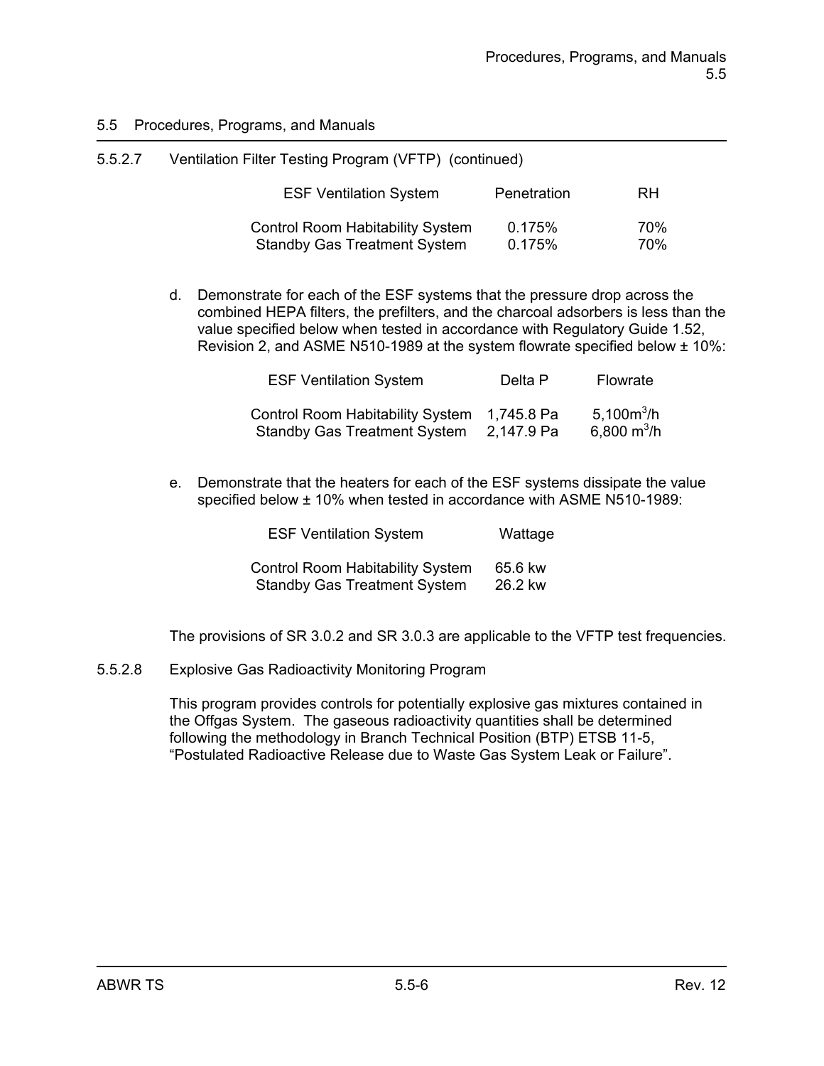## 5.5 Procedures, Programs, and Manuals

5.5.2.7 Ventilation Filter Testing Program (VFTP) (continued)

| ESF Ventilation System | Penetration | RH |
| --- | --- | --- |
| Control Room Habitability System | 0.175% | 70% |
| Standby Gas Treatment System | 0.175% | 70% |

d. Demonstrate for each of the ESF systems that the pressure drop across the combined HEPA filters, the prefilters, and the charcoal adsorbers is less than the value specified below when tested in accordance with Regulatory Guide 1.52, Revision 2, and ASME N510-1989 at the system flowrate specified below ± 10%:

| ESF Ventilation System | Delta P | Flowrate |
| --- | --- | --- |
| Control Room Habitability System | 1,745.8 Pa | 5,100$m^3$/h |
| Standby Gas Treatment System | 2,147.9 Pa | 6,800 $m^3$/h |

e. Demonstrate that the heaters for each of the ESF systems dissipate the value specified below ± 10% when tested in accordance with ASME N510-1989:

| ESF Ventilation System | Wattage |
| --- | --- |
| Control Room Habitability System | 65.6 kw |
| Standby Gas Treatment System | 26.2 kw |

The provisions of SR 3.0.2 and SR 3.0.3 are applicable to the VFTP test frequencies.

5.5.2.8 Explosive Gas Radioactivity Monitoring Program

This program provides controls for potentially explosive gas mixtures contained in the Offgas System. The gaseous radioactivity quantities shall be determined following the methodology in Branch Technical Position (BTP) ETSB 11-5, "Postulated Radioactive Release due to Waste Gas System Leak or Failure".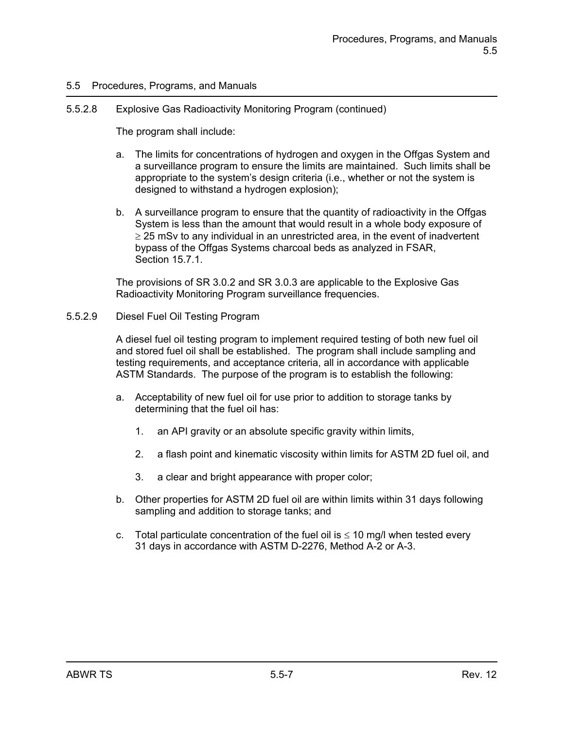## 5.5 Procedures, Programs, and Manuals

### 5.5.2.8 Explosive Gas Radioactivity Monitoring Program (continued)

The program shall include:

a. The limits for concentrations of hydrogen and oxygen in the Offgas System and a surveillance program to ensure the limits are maintained. Such limits shall be appropriate to the system's design criteria (i.e., whether or not the system is designed to withstand a hydrogen explosion);

b. A surveillance program to ensure that the quantity of radioactivity in the Offgas System is less than the amount that would result in a whole body exposure of $\geq$ 25 mSv to any individual in an unrestricted area, in the event of inadvertent bypass of the Offgas Systems charcoal beds as analyzed in FSAR, Section 15.7.1.

The provisions of SR 3.0.2 and SR 3.0.3 are applicable to the Explosive Gas Radioactivity Monitoring Program surveillance frequencies.

### 5.5.2.9 Diesel Fuel Oil Testing Program

A diesel fuel oil testing program to implement required testing of both new fuel oil and stored fuel oil shall be established. The program shall include sampling and testing requirements, and acceptance criteria, all in accordance with applicable ASTM Standards. The purpose of the program is to establish the following:

a. Acceptability of new fuel oil for use prior to addition to storage tanks by determining that the fuel oil has:

   1. an API gravity or an absolute specific gravity within limits,

   2. a flash point and kinematic viscosity within limits for ASTM 2D fuel oil, and

   3. a clear and bright appearance with proper color;

b. Other properties for ASTM 2D fuel oil are within limits within 31 days following sampling and addition to storage tanks; and

c. Total particulate concentration of the fuel oil is $\leq$ 10 mg/l when tested every 31 days in accordance with ASTM D-2276, Method A-2 or A-3.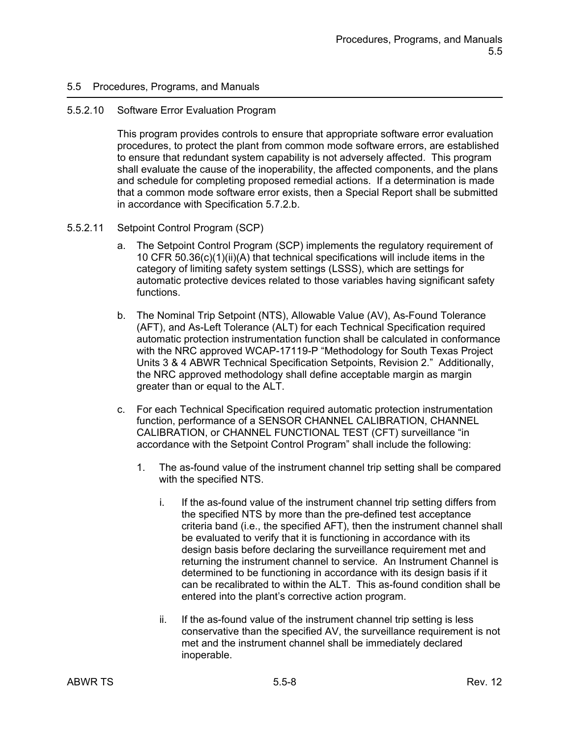## 5.5 Procedures, Programs, and Manuals

### 5.5.2.10 Software Error Evaluation Program

This program provides controls to ensure that appropriate software error evaluation procedures, to protect the plant from common mode software errors, are established to ensure that redundant system capability is not adversely affected. This program shall evaluate the cause of the inoperability, the affected components, and the plans and schedule for completing proposed remedial actions. If a determination is made that a common mode software error exists, then a Special Report shall be submitted in accordance with Specification 5.7.2.b.

### 5.5.2.11 Setpoint Control Program (SCP)

a. The Setpoint Control Program (SCP) implements the regulatory requirement of 10 CFR 50.36(c)(1)(ii)(A) that technical specifications will include items in the category of limiting safety system settings (LSSS), which are settings for automatic protective devices related to those variables having significant safety functions.

b. The Nominal Trip Setpoint (NTS), Allowable Value (AV), As-Found Tolerance (AFT), and As-Left Tolerance (ALT) for each Technical Specification required automatic protection instrumentation function shall be calculated in conformance with the NRC approved WCAP-17119-P "Methodology for South Texas Project Units 3 & 4 ABWR Technical Specification Setpoints, Revision 2." Additionally, the NRC approved methodology shall define acceptable margin as margin greater than or equal to the ALT.

c. For each Technical Specification required automatic protection instrumentation function, performance of a SENSOR CHANNEL CALIBRATION, CHANNEL CALIBRATION, or CHANNEL FUNCTIONAL TEST (CFT) surveillance "in accordance with the Setpoint Control Program" shall include the following:

   1. The as-found value of the instrument channel trip setting shall be compared with the specified NTS.

      i. If the as-found value of the instrument channel trip setting differs from the specified NTS by more than the pre-defined test acceptance criteria band (i.e., the specified AFT), then the instrument channel shall be evaluated to verify that it is functioning in accordance with its design basis before declaring the surveillance requirement met and returning the instrument channel to service. An Instrument Channel is determined to be functioning in accordance with its design basis if it can be recalibrated to within the ALT. This as-found condition shall be entered into the plant's corrective action program.

      ii. If the as-found value of the instrument channel trip setting is less conservative than the specified AV, the surveillance requirement is not met and the instrument channel shall be immediately declared inoperable.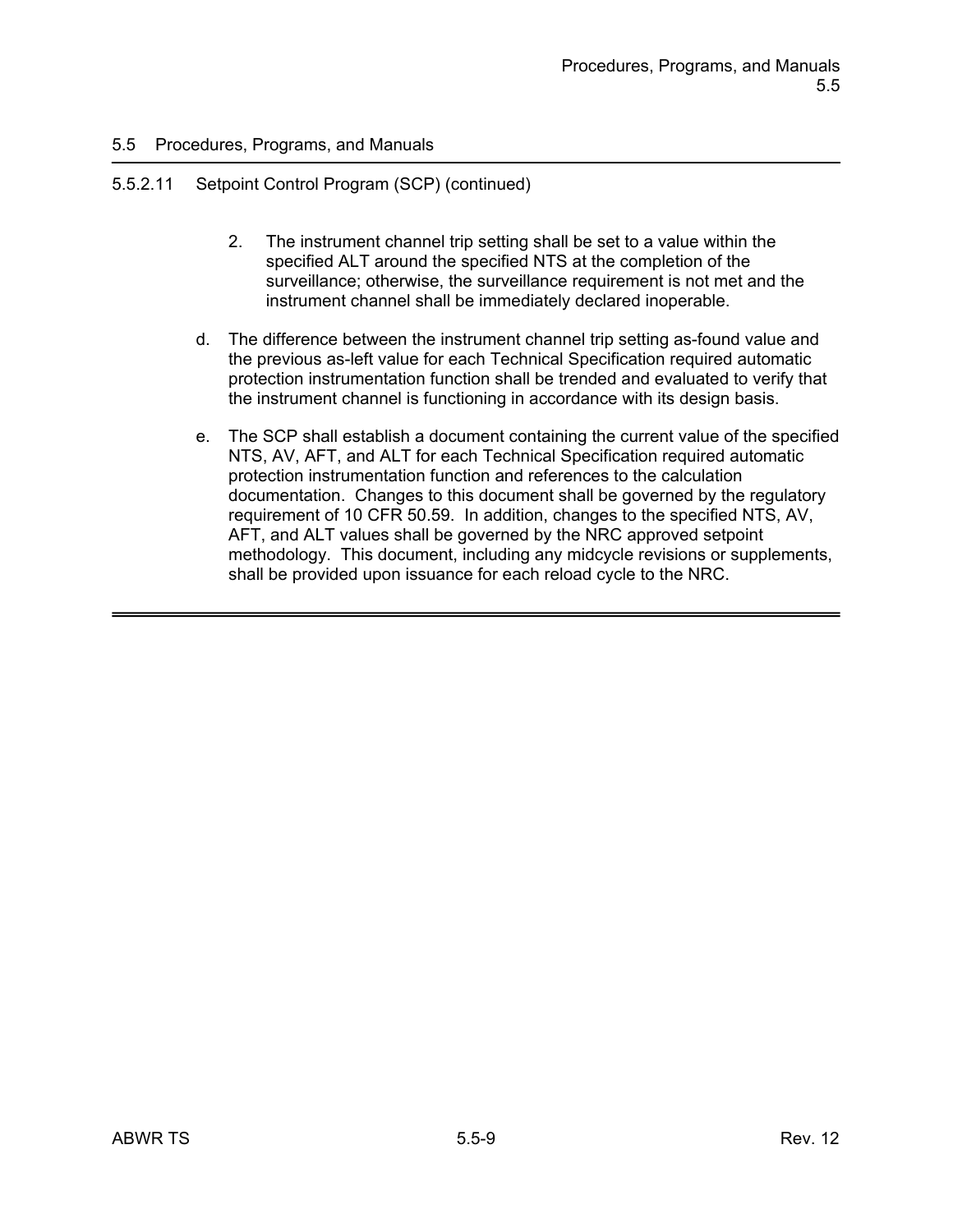## 5.5 Procedures, Programs, and Manuals

### 5.5.2.11 Setpoint Control Program (SCP) (continued)

2. The instrument channel trip setting shall be set to a value within the specified ALT around the specified NTS at the completion of the surveillance; otherwise, the surveillance requirement is not met and the instrument channel shall be immediately declared inoperable.

d. The difference between the instrument channel trip setting as-found value and the previous as-left value for each Technical Specification required automatic protection instrumentation function shall be trended and evaluated to verify that the instrument channel is functioning in accordance with its design basis.

e. The SCP shall establish a document containing the current value of the specified NTS, AV, AFT, and ALT for each Technical Specification required automatic protection instrumentation function and references to the calculation documentation. Changes to this document shall be governed by the regulatory requirement of 10 CFR 50.59. In addition, changes to the specified NTS, AV, AFT, and ALT values shall be governed by the NRC approved setpoint methodology. This document, including any midcycle revisions or supplements, shall be provided upon issuance for each reload cycle to the NRC.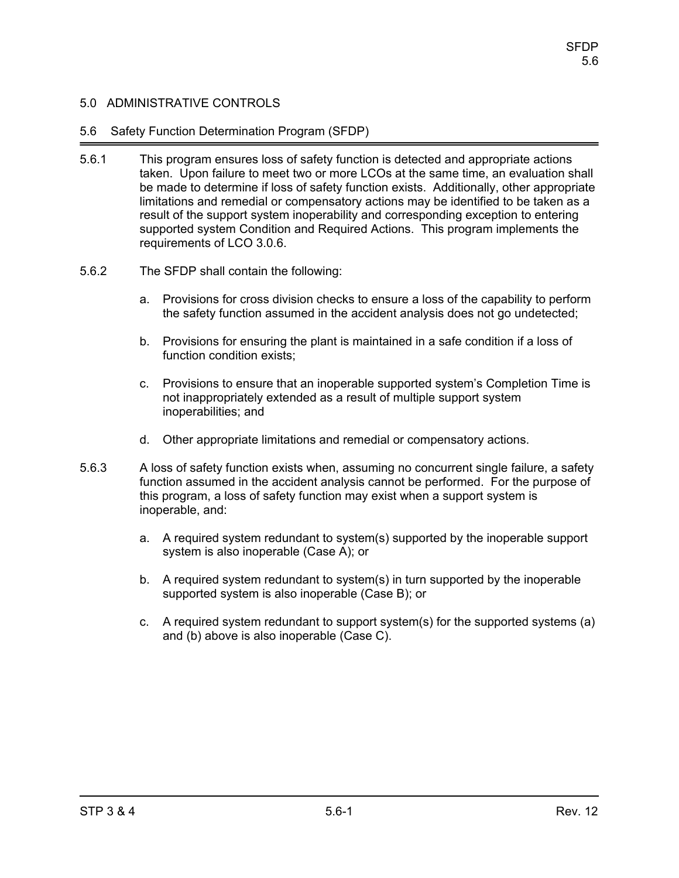# 5.0 ADMINISTRATIVE CONTROLS

## 5.6 Safety Function Determination Program (SFDP)

5.6.1 This program ensures loss of safety function is detected and appropriate actions taken. Upon failure to meet two or more LCOs at the same time, an evaluation shall be made to determine if loss of safety function exists. Additionally, other appropriate limitations and remedial or compensatory actions may be identified to be taken as a result of the support system inoperability and corresponding exception to entering supported system Condition and Required Actions. This program implements the requirements of LCO 3.0.6.

5.6.2 The SFDP shall contain the following:

a. Provisions for cross division checks to ensure a loss of the capability to perform the safety function assumed in the accident analysis does not go undetected;

b. Provisions for ensuring the plant is maintained in a safe condition if a loss of function condition exists;

c. Provisions to ensure that an inoperable supported system's Completion Time is not inappropriately extended as a result of multiple support system inoperabilities; and

d. Other appropriate limitations and remedial or compensatory actions.

5.6.3 A loss of safety function exists when, assuming no concurrent single failure, a safety function assumed in the accident analysis cannot be performed. For the purpose of this program, a loss of safety function may exist when a support system is inoperable, and:

a. A required system redundant to system(s) supported by the inoperable support system is also inoperable (Case A); or

b. A required system redundant to system(s) in turn supported by the inoperable supported system is also inoperable (Case B); or

c. A required system redundant to support system(s) for the supported systems (a) and (b) above is also inoperable (Case C).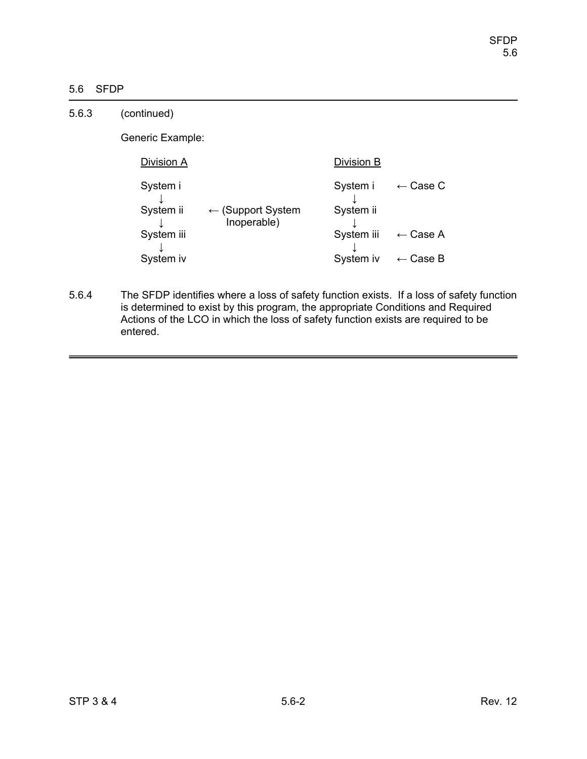## 5.6 SFDP

5.6.3 (continued)

Generic Example:

```
Division A                                         Division B

System i                                           System i     ← Case C
   ↓                                                  ↓
System ii     ← (Support System                    System ii
   ↓              Inoperable)                         ↓
System iii                                         System iii   ← Case A
   ↓                                                  ↓
System iv                                          System iv    ← Case B
```

5.6.4 The SFDP identifies where a loss of safety function exists. If a loss of safety function is determined to exist by this program, the appropriate Conditions and Required Actions of the LCO in which the loss of safety function exists are required to be entered.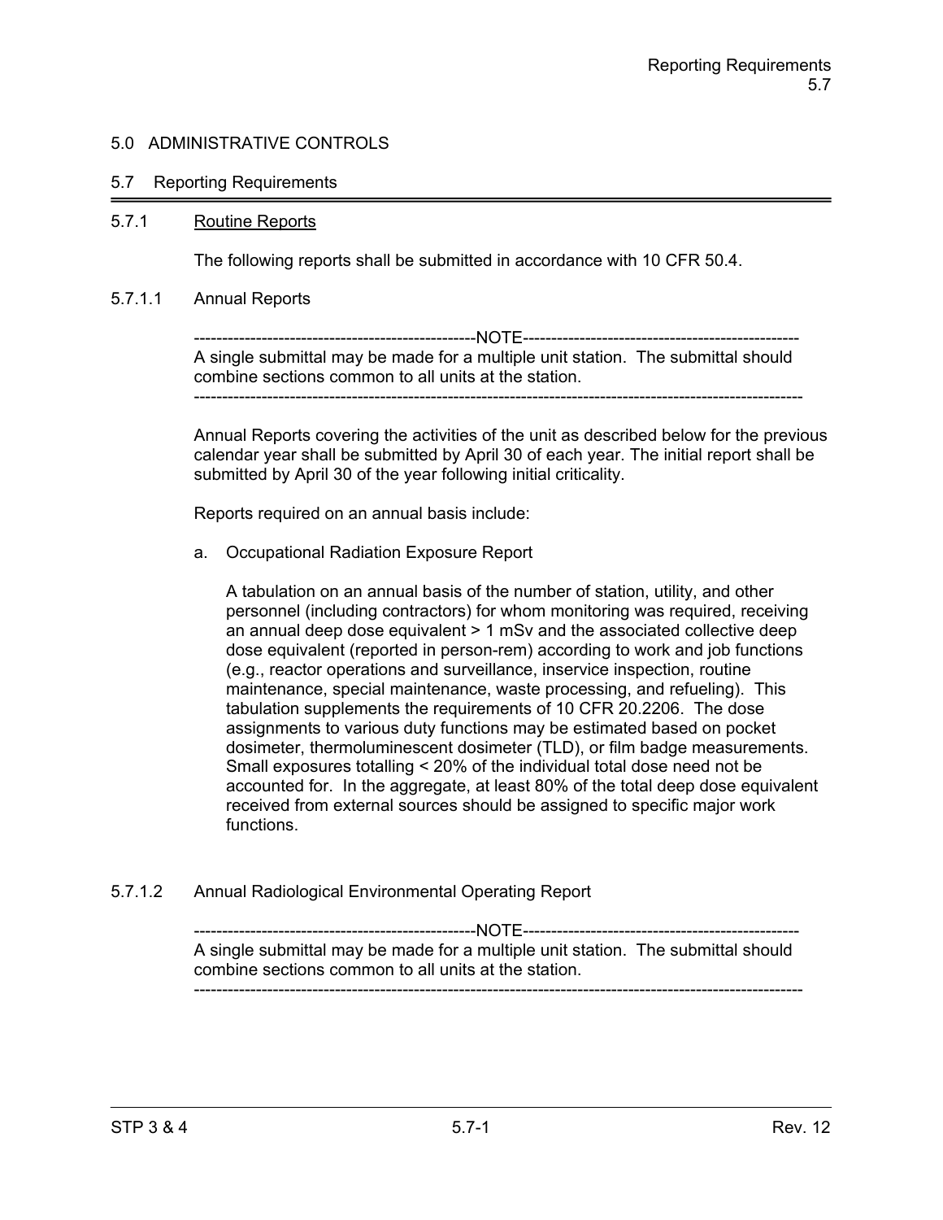# 5.0 ADMINISTRATIVE CONTROLS

## 5.7 Reporting Requirements

### 5.7.1 Routine Reports

The following reports shall be submitted in accordance with 10 CFR 50.4.

#### 5.7.1.1 Annual Reports

-------------------------------------------------NOTE-------------------------------------------------
A single submittal may be made for a multiple unit station. The submittal should combine sections common to all units at the station.
-----------------------------------------------------------------------------------------------------------

Annual Reports covering the activities of the unit as described below for the previous calendar year shall be submitted by April 30 of each year. The initial report shall be submitted by April 30 of the year following initial criticality.

Reports required on an annual basis include:

a. Occupational Radiation Exposure Report

   A tabulation on an annual basis of the number of station, utility, and other personnel (including contractors) for whom monitoring was required, receiving an annual deep dose equivalent > 1 mSv and the associated collective deep dose equivalent (reported in person-rem) according to work and job functions (e.g., reactor operations and surveillance, inservice inspection, routine maintenance, special maintenance, waste processing, and refueling). This tabulation supplements the requirements of 10 CFR 20.2206. The dose assignments to various duty functions may be estimated based on pocket dosimeter, thermoluminescent dosimeter (TLD), or film badge measurements. Small exposures totalling < 20% of the individual total dose need not be accounted for. In the aggregate, at least 80% of the total deep dose equivalent received from external sources should be assigned to specific major work functions.

#### 5.7.1.2 Annual Radiological Environmental Operating Report

-------------------------------------------------NOTE-------------------------------------------------
A single submittal may be made for a multiple unit station. The submittal should combine sections common to all units at the station.
-----------------------------------------------------------------------------------------------------------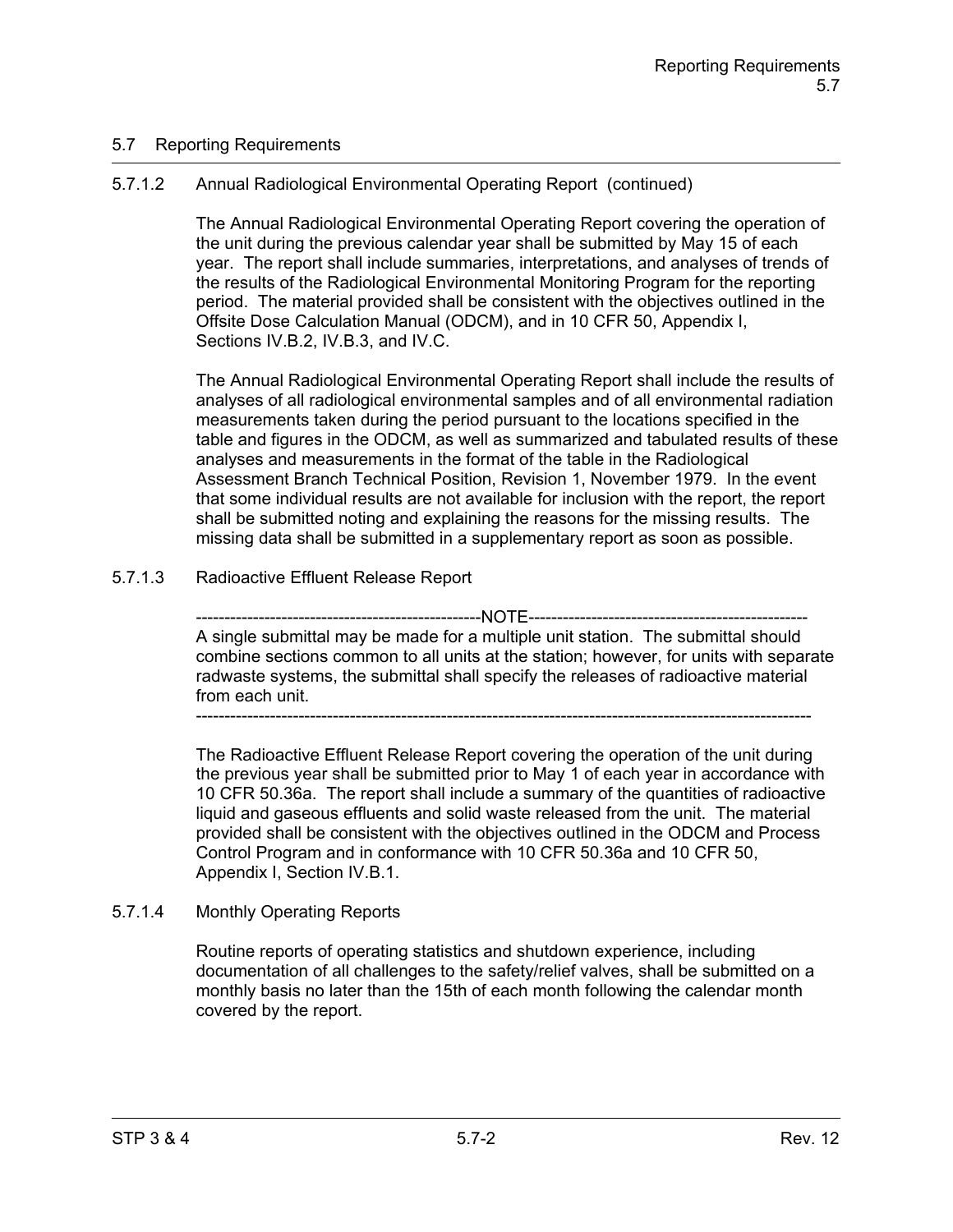## 5.7 Reporting Requirements

### 5.7.1.2 Annual Radiological Environmental Operating Report (continued)

The Annual Radiological Environmental Operating Report covering the operation of the unit during the previous calendar year shall be submitted by May 15 of each year. The report shall include summaries, interpretations, and analyses of trends of the results of the Radiological Environmental Monitoring Program for the reporting period. The material provided shall be consistent with the objectives outlined in the Offsite Dose Calculation Manual (ODCM), and in 10 CFR 50, Appendix I, Sections IV.B.2, IV.B.3, and IV.C.

The Annual Radiological Environmental Operating Report shall include the results of analyses of all radiological environmental samples and of all environmental radiation measurements taken during the period pursuant to the locations specified in the table and figures in the ODCM, as well as summarized and tabulated results of these analyses and measurements in the format of the table in the Radiological Assessment Branch Technical Position, Revision 1, November 1979. In the event that some individual results are not available for inclusion with the report, the report shall be submitted noting and explaining the reasons for the missing results. The missing data shall be submitted in a supplementary report as soon as possible.

### 5.7.1.3 Radioactive Effluent Release Report

-------------------------------------------------NOTE-------------------------------------------------

A single submittal may be made for a multiple unit station. The submittal should combine sections common to all units at the station; however, for units with separate radwaste systems, the submittal shall specify the releases of radioactive material from each unit.

-------------------------------------------------------------------------------------------------------------

The Radioactive Effluent Release Report covering the operation of the unit during the previous year shall be submitted prior to May 1 of each year in accordance with 10 CFR 50.36a. The report shall include a summary of the quantities of radioactive liquid and gaseous effluents and solid waste released from the unit. The material provided shall be consistent with the objectives outlined in the ODCM and Process Control Program and in conformance with 10 CFR 50.36a and 10 CFR 50, Appendix I, Section IV.B.1.

### 5.7.1.4 Monthly Operating Reports

Routine reports of operating statistics and shutdown experience, including documentation of all challenges to the safety/relief valves, shall be submitted on a monthly basis no later than the 15th of each month following the calendar month covered by the report.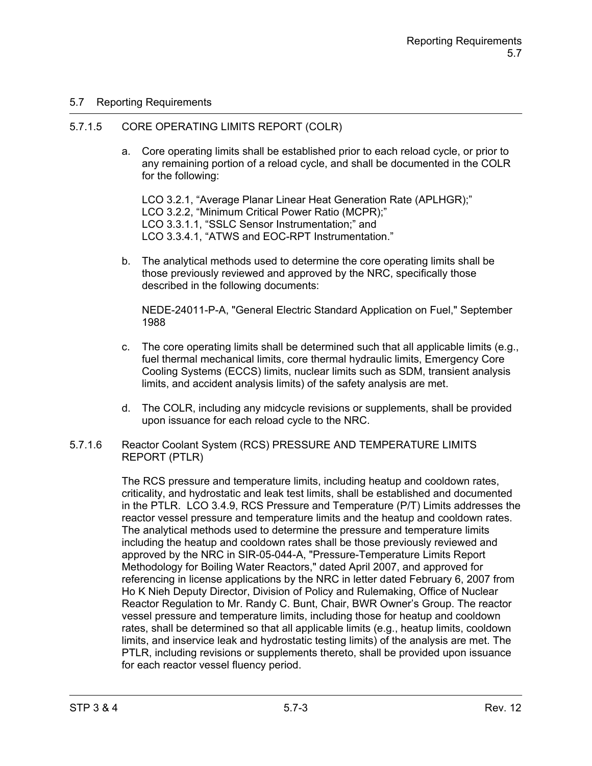## 5.7 Reporting Requirements

### 5.7.1.5 CORE OPERATING LIMITS REPORT (COLR)

a. Core operating limits shall be established prior to each reload cycle, or prior to any remaining portion of a reload cycle, and shall be documented in the COLR for the following:

   LCO 3.2.1, “Average Planar Linear Heat Generation Rate (APLHGR);”
   LCO 3.2.2, “Minimum Critical Power Ratio (MCPR);”
   LCO 3.3.1.1, “SSLC Sensor Instrumentation;” and
   LCO 3.3.4.1, “ATWS and EOC-RPT Instrumentation.”

b. The analytical methods used to determine the core operating limits shall be those previously reviewed and approved by the NRC, specifically those described in the following documents:

   NEDE-24011-P-A, "General Electric Standard Application on Fuel," September 1988

c. The core operating limits shall be determined such that all applicable limits (e.g., fuel thermal mechanical limits, core thermal hydraulic limits, Emergency Core Cooling Systems (ECCS) limits, nuclear limits such as SDM, transient analysis limits, and accident analysis limits) of the safety analysis are met.

d. The COLR, including any midcycle revisions or supplements, shall be provided upon issuance for each reload cycle to the NRC.

### 5.7.1.6 Reactor Coolant System (RCS) PRESSURE AND TEMPERATURE LIMITS REPORT (PTLR)

The RCS pressure and temperature limits, including heatup and cooldown rates, criticality, and hydrostatic and leak test limits, shall be established and documented in the PTLR. LCO 3.4.9, RCS Pressure and Temperature (P/T) Limits addresses the reactor vessel pressure and temperature limits and the heatup and cooldown rates. The analytical methods used to determine the pressure and temperature limits including the heatup and cooldown rates shall be those previously reviewed and approved by the NRC in SIR-05-044-A, "Pressure-Temperature Limits Report Methodology for Boiling Water Reactors," dated April 2007, and approved for referencing in license applications by the NRC in letter dated February 6, 2007 from Ho K Nieh Deputy Director, Division of Policy and Rulemaking, Office of Nuclear Reactor Regulation to Mr. Randy C. Bunt, Chair, BWR Owner’s Group. The reactor vessel pressure and temperature limits, including those for heatup and cooldown rates, shall be determined so that all applicable limits (e.g., heatup limits, cooldown limits, and inservice leak and hydrostatic testing limits) of the analysis are met. The PTLR, including revisions or supplements thereto, shall be provided upon issuance for each reactor vessel fluency period.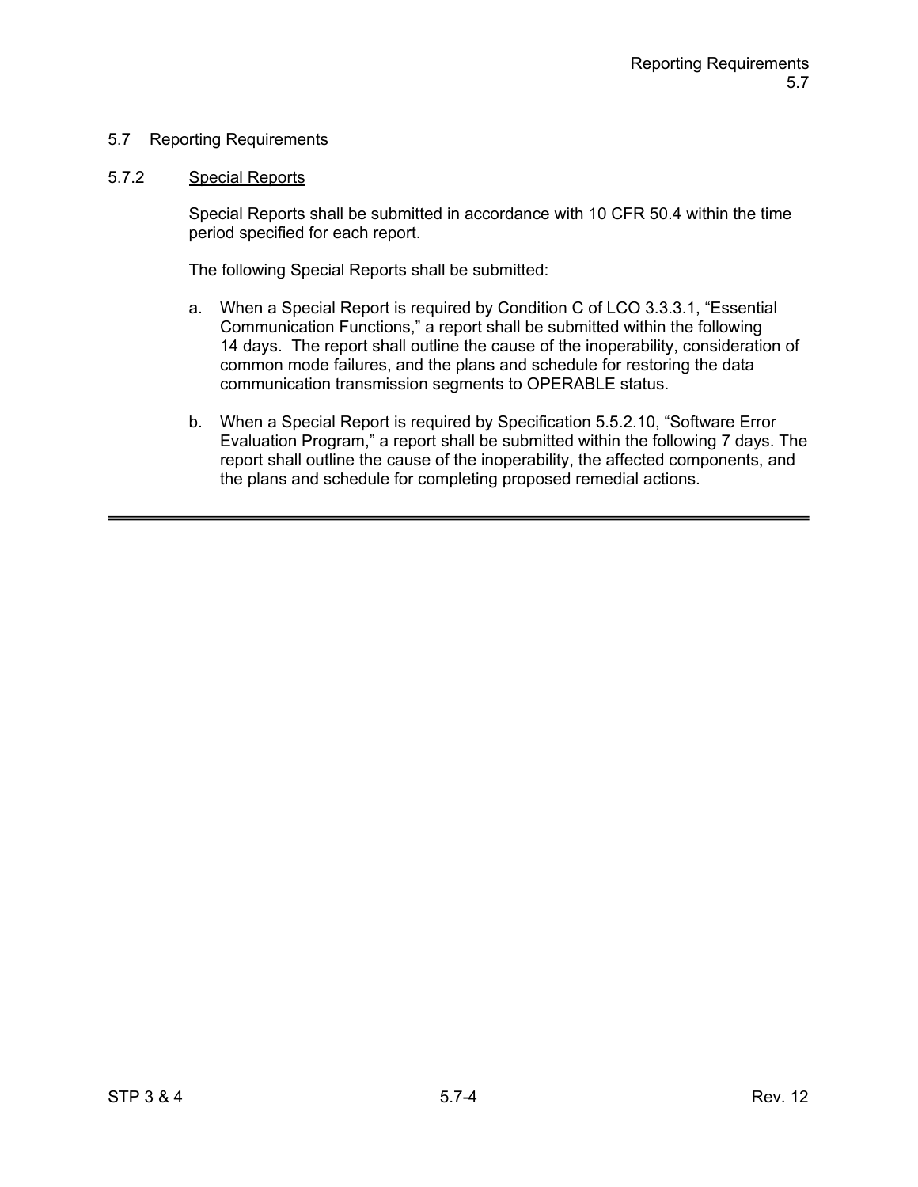## 5.7 Reporting Requirements

### 5.7.2 Special Reports

Special Reports shall be submitted in accordance with 10 CFR 50.4 within the time period specified for each report.

The following Special Reports shall be submitted:

a. When a Special Report is required by Condition C of LCO 3.3.3.1, "Essential Communication Functions," a report shall be submitted within the following 14 days. The report shall outline the cause of the inoperability, consideration of common mode failures, and the plans and schedule for restoring the data communication transmission segments to OPERABLE status.

b. When a Special Report is required by Specification 5.5.2.10, "Software Error Evaluation Program," a report shall be submitted within the following 7 days. The report shall outline the cause of the inoperability, the affected components, and the plans and schedule for completing proposed remedial actions.